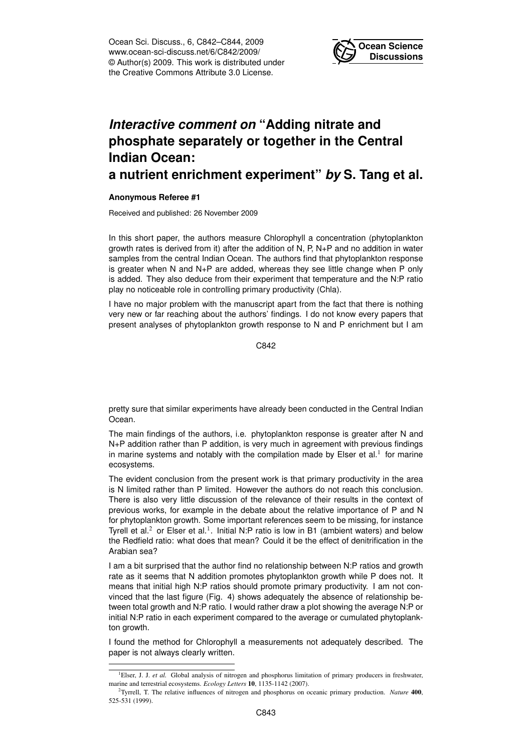# *Interactive comment on* "Adding nitrate and phosphate separately or together in the Central Indian Ocean: a nutrient enrichment experiment" *by* S. Tang et al.

**Anonymous Referee #1**

Received and published: 26 November 2009

In this short paper, the authors measure Chlorophyll a concentration (phytoplankton growth rates is derived from it) after the addition of N, P, N+P and no addition in water samples from the central Indian Ocean. The authors find that phytoplankton response is greater when N and N+P are added, whereas they see little change when P only is added. They also deduce from their experiment that temperature and the N:P ratio play no noticeable role in controlling primary productivity (Chla).

I have no major problem with the manuscript apart from the fact that there is nothing very new or far reaching about the authors' findings. I do not know every papers that present analyses of phytoplankton growth response to N and P enrichment but I am pretty sure that similar experiments have already been conducted in the Central Indian Ocean.

The main findings of the authors, i.e. phytoplankton response is greater after N and N+P addition rather than P addition, is very much in agreement with previous findings in marine systems and notably with the compilation made by Elser et al.[1] for marine ecosystems.

The evident conclusion from the present work is that primary productivity in the area is N limited rather than P limited. However the authors do not reach this conclusion. There is also very little discussion of the relevance of their results in the context of previous works, for example in the debate about the relative importance of P and N for phytoplankton growth. Some important references seem to be missing, for instance Tyrell et al.[2] or Elser et al.[1]. Initial N:P ratio is low in B1 (ambient waters) and below the Redfield ratio: what does that mean? Could it be the effect of denitrification in the Arabian sea?

I am a bit surprised that the author find no relationship between N:P ratios and growth rate as it seems that N addition promotes phytoplankton growth while P does not. It means that initial high N:P ratios should promote primary productivity. I am not convinced that the last figure (Fig. 4) shows adequately the absence of relationship between total growth and N:P ratio. I would rather draw a plot showing the average N:P or initial N:P ratio in each experiment compared to the average or cumulated phytoplankton growth.

I found the method for Chlorophyll a measurements not adequately described. The paper is not always clearly written.

---

[1] Elser, J. J. *et al.* Global analysis of nitrogen and phosphorus limitation of primary producers in freshwater, marine and terrestrial ecosystems. *Ecology Letters* **10**, 1135-1142 (2007).

[2] Tyrrell, T. The relative influences of nitrogen and phosphorus on oceanic primary production. *Nature* **400**, 525-531 (1999).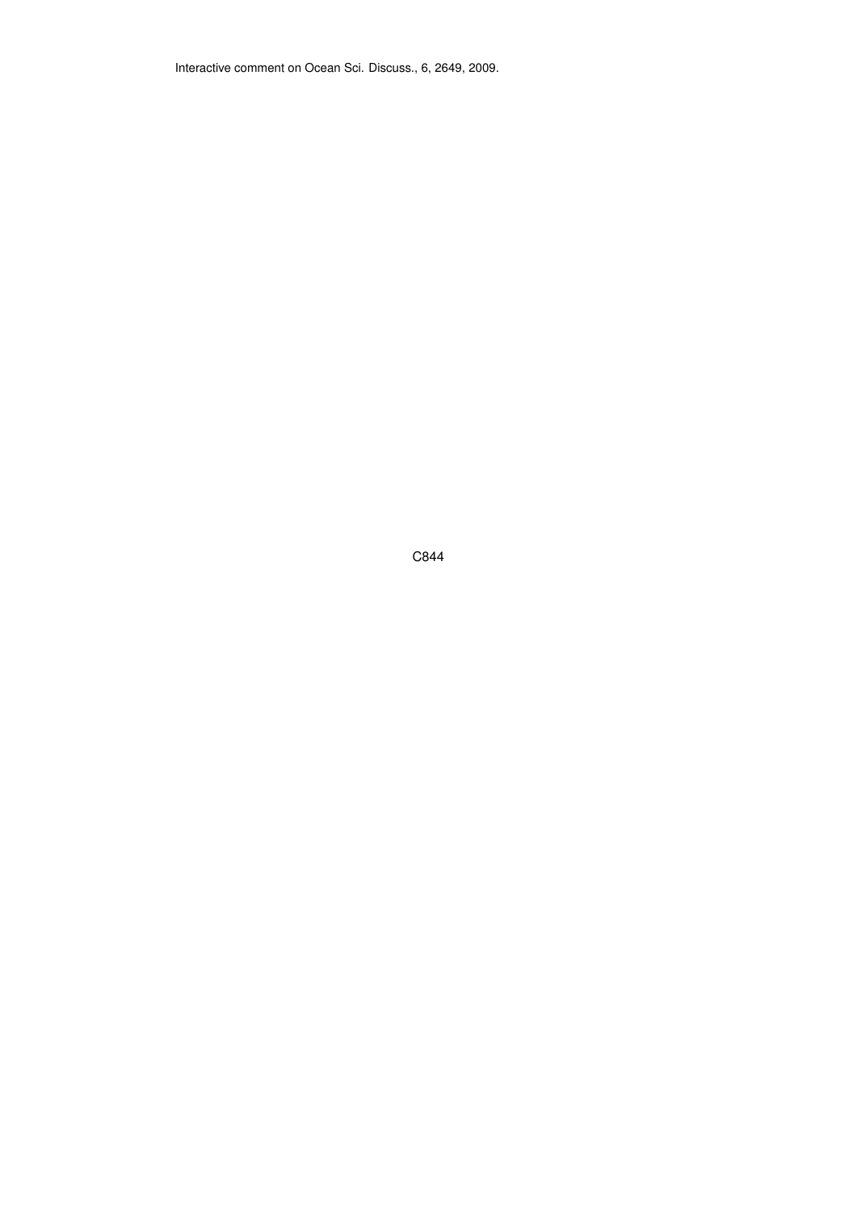Interactive comment on Ocean Sci. Discuss., 6, 2649, 2009.